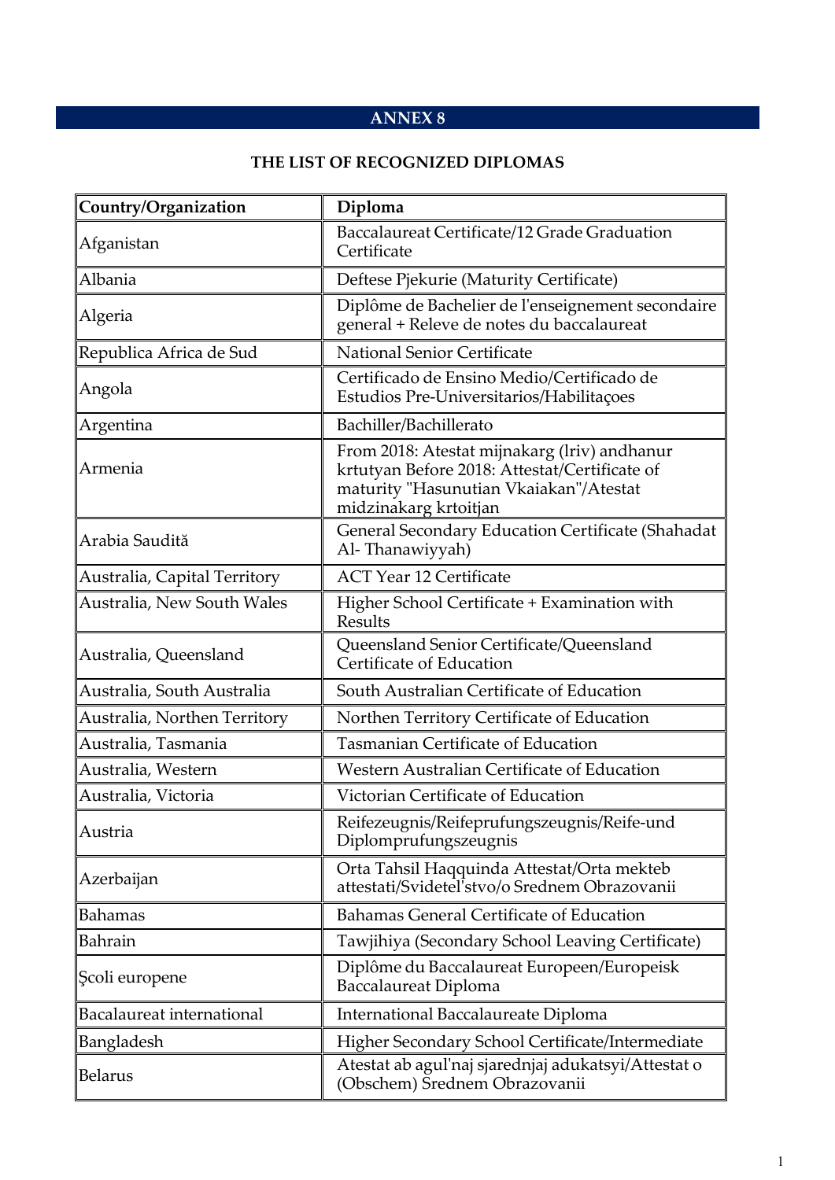# ANNEX 8

## THE LIST OF RECOGNIZED DIPLOMAS

| Country/Organization | Diploma |
| --- | --- |
| Afganistan | Baccalaureat Certificate/12 Grade Graduation Certificate |
| Albania | Deftese Pjekurie (Maturity Certificate) |
| Algeria | Diplôme de Bachelier de l'enseignement secondaire general + Releve de notes du baccalaureat |
| Republica Africa de Sud | National Senior Certificate |
| Angola | Certificado de Ensino Medio/Certificado de Estudios Pre-Universitarios/Habilitaçoes |
| Argentina | Bachiller/Bachillerato |
| Armenia | From 2018: Atestat mijnakarg (lriv) andhanur krtutyan Before 2018: Attestat/Certificate of maturity "Hasunutian Vkaiakan"/Atestat midzinakarg krtoitjan |
| Arabia Saudită | General Secondary Education Certificate (Shahadat Al- Thanawiyyah) |
| Australia, Capital Territory | ACT Year 12 Certificate |
| Australia, New South Wales | Higher School Certificate + Examination with Results |
| Australia, Queensland | Queensland Senior Certificate/Queensland Certificate of Education |
| Australia, South Australia | South Australian Certificate of Education |
| Australia, Northen Territory | Northen Territory Certificate of Education |
| Australia, Tasmania | Tasmanian Certificate of Education |
| Australia, Western | Western Australian Certificate of Education |
| Australia, Victoria | Victorian Certificate of Education |
| Austria | Reifezeugnis/Reifeprufungszeugnis/Reife-und Diplomprufungszeugnis |
| Azerbaijan | Orta Tahsil Haqquinda Attestat/Orta mekteb attestati/Svidetel'stvo/o Srednem Obrazovanii |
| Bahamas | Bahamas General Certificate of Education |
| Bahrain | Tawjihiya (Secondary School Leaving Certificate) |
| Şcoli europene | Diplôme du Baccalaureat Europeen/Europeisk Baccalaureat Diploma |
| Bacalaureat international | International Baccalaureate Diploma |
| Bangladesh | Higher Secondary School Certificate/Intermediate |
| Belarus | Atestat ab agul'naj sjarednjaj adukatsyi/Attestat o (Obschem) Srednem Obrazovanii |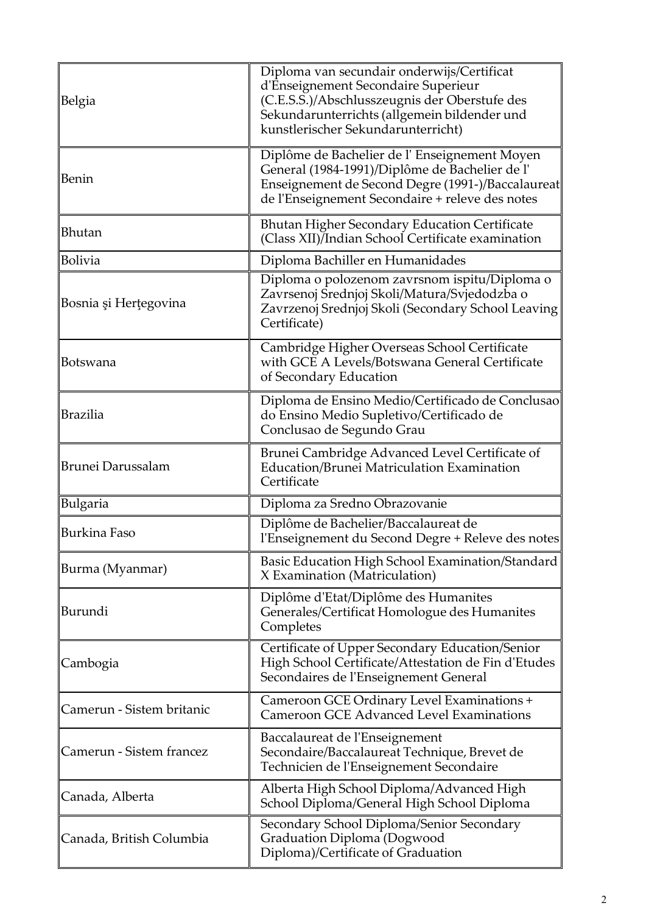| | |
|---|---|
| Belgia | Diploma van secundair onderwijs/Certificat d'Enseignement Secondaire Superieur (C.E.S.S.)/Abschlusszeugnis der Oberstufe des Sekundarunterrichts (allgemein bildender und kunstlerischer Sekundarunterricht) |
| Benin | Diplôme de Bachelier de l' Enseignement Moyen General (1984-1991)/Diplôme de Bachelier de l' Enseignement de Second Degre (1991-)/Baccalaureat de l'Enseignement Secondaire + releve des notes |
| Bhutan | Bhutan Higher Secondary Education Certificate (Class XII)/Indian School Certificate examination |
| Bolivia | Diploma Bachiller en Humanidades |
| Bosnia şi Herţegovina | Diploma o polozenom zavrsnom ispitu/Diploma o Zavrsenoj Srednjoj Skoli/Matura/Svjedodzba o Zavrzenoj Srednjoj Skoli (Secondary School Leaving Certificate) |
| Botswana | Cambridge Higher Overseas School Certificate with GCE A Levels/Botswana General Certificate of Secondary Education |
| Brazilia | Diploma de Ensino Medio/Certificado de Conclusao do Ensino Medio Supletivo/Certificado de Conclusao de Segundo Grau |
| Brunei Darussalam | Brunei Cambridge Advanced Level Certificate of Education/Brunei Matriculation Examination Certificate |
| Bulgaria | Diploma za Sredno Obrazovanie |
| Burkina Faso | Diplôme de Bachelier/Baccalaureat de l'Enseignement du Second Degre + Releve des notes |
| Burma (Myanmar) | Basic Education High School Examination/Standard X Examination (Matriculation) |
| Burundi | Diplôme d'Etat/Diplôme des Humanites Generales/Certificat Homologue des Humanites Completes |
| Cambogia | Certificate of Upper Secondary Education/Senior High School Certificate/Attestation de Fin d'Etudes Secondaires de l'Enseignement General |
| Camerun - Sistem britanic | Cameroon GCE Ordinary Level Examinations + Cameroon GCE Advanced Level Examinations |
| Camerun - Sistem francez | Baccalaureat de l'Enseignement Secondaire/Baccalaureat Technique, Brevet de Technicien de l'Enseignement Secondaire |
| Canada, Alberta | Alberta High School Diploma/Advanced High School Diploma/General High School Diploma |
| Canada, British Columbia | Secondary School Diploma/Senior Secondary Graduation Diploma (Dogwood Diploma)/Certificate of Graduation |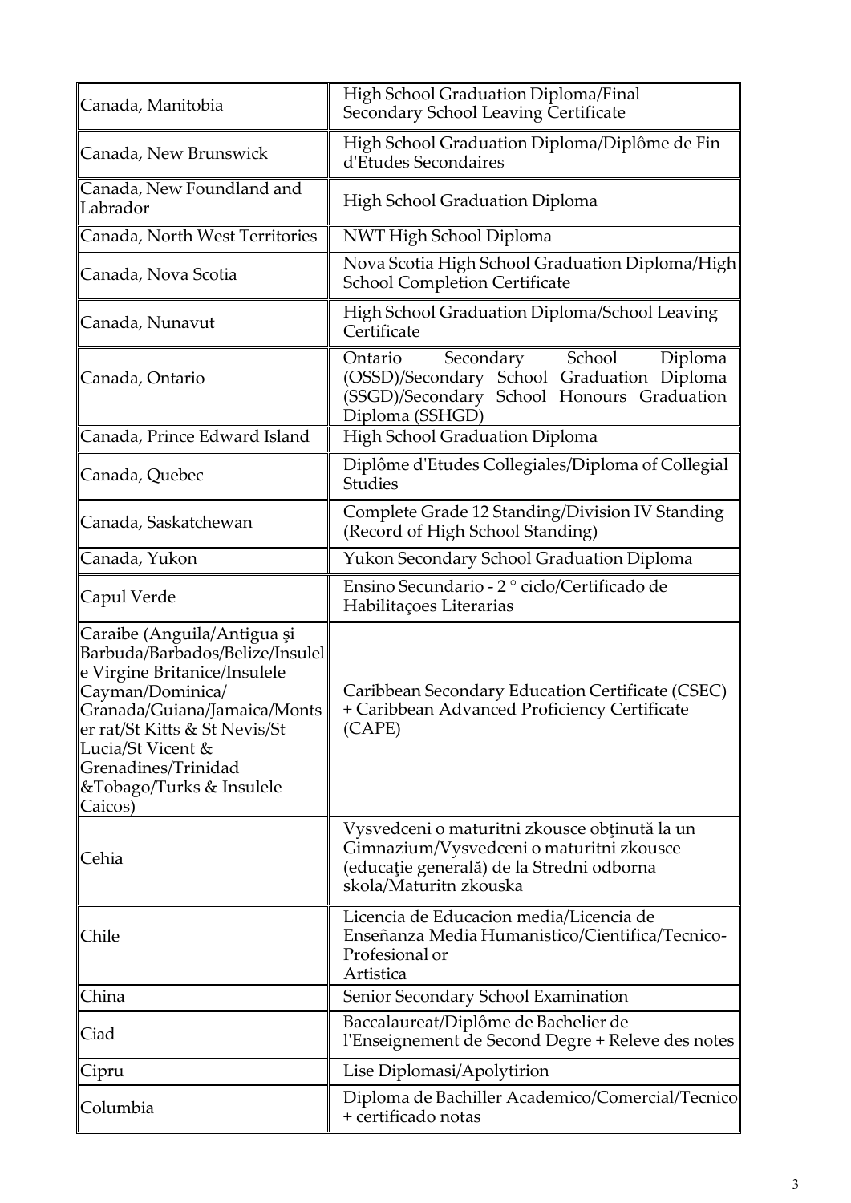| Canada, Manitoba | High School Graduation Diploma/Final Secondary School Leaving Certificate |
|---|---|
| Canada, New Brunswick | High School Graduation Diploma/Diplôme de Fin d'Etudes Secondaires |
| Canada, New Foundland and Labrador | High School Graduation Diploma |
| Canada, North West Territories | NWT High School Diploma |
| Canada, Nova Scotia | Nova Scotia High School Graduation Diploma/High School Completion Certificate |
| Canada, Nunavut | High School Graduation Diploma/School Leaving Certificate |
| Canada, Ontario | Ontario Secondary School Diploma (OSSD)/Secondary School Graduation Diploma (SSGD)/Secondary School Honours Graduation Diploma (SSHGD) |
| Canada, Prince Edward Island | High School Graduation Diploma |
| Canada, Quebec | Diplôme d'Etudes Collegiales/Diploma of Collegial Studies |
| Canada, Saskatchewan | Complete Grade 12 Standing/Division IV Standing (Record of High School Standing) |
| Canada, Yukon | Yukon Secondary School Graduation Diploma |
| Capul Verde | Ensino Secundario - 2 ° ciclo/Certificado de Habilitaçoes Literarias |
| Caraibe (Anguila/Antigua şi Barbuda/Barbados/Belize/Insulele Virgine Britanice/Insulele Cayman/Dominica/ Granada/Guiana/Jamaica/Montser rat/St Kitts & St Nevis/St Lucia/St Vicent & Grenadines/Trinidad &Tobago/Turks & Insulele Caicos) | Caribbean Secondary Education Certificate (CSEC) + Caribbean Advanced Proficiency Certificate (CAPE) |
| Cehia | Vysvedceni o maturitni zkousce obținută la un Gimnazium/Vysvedceni o maturitni zkousce (educație generală) de la Stredni odborna skola/Maturitn zkouska |
| Chile | Licencia de Educacion media/Licencia de Enseñanza Media Humanistico/Cientifica/Tecnico-Profesional or Artistica |
| China | Senior Secondary School Examination |
| Ciad | Baccalaureat/Diplôme de Bachelier de l'Enseignement de Second Degre + Releve des notes |
| Cipru | Lise Diplomasi/Apolytirion |
| Columbia | Diploma de Bachiller Academico/Comercial/Tecnico + certificado notas |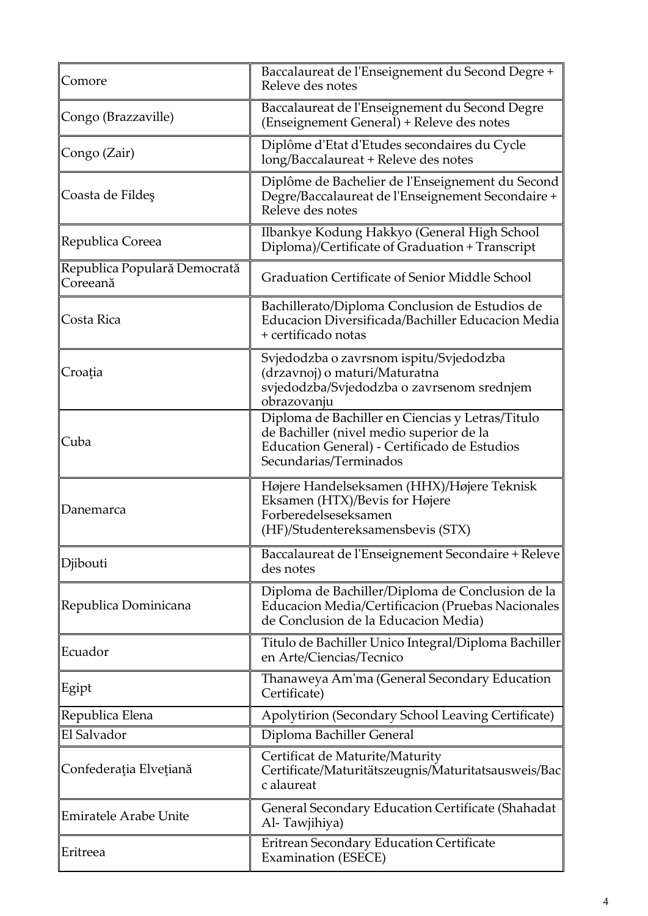| | |
|---|---|
| Comore | Baccalaureat de l'Enseignement du Second Degre + Releve des notes |
| Congo (Brazzaville) | Baccalaureat de l'Enseignement du Second Degre (Enseignement General) + Releve des notes |
| Congo (Zair) | Diplôme d'Etat d'Etudes secondaires du Cycle long/Baccalaureat + Releve des notes |
| Coasta de Fildeş | Diplôme de Bachelier de l'Enseignement du Second Degre/Baccalaureat de l'Enseignement Secondaire + Releve des notes |
| Republica Coreea | Ilbankye Kodung Hakkyo (General High School Diploma)/Certificate of Graduation + Transcript |
| Republica Populară Democrată Coreeană | Graduation Certificate of Senior Middle School |
| Costa Rica | Bachillerato/Diploma Conclusion de Estudios de Educacion Diversificada/Bachiller Educacion Media + certificado notas |
| Croaţia | Svjedodzba o zavrsnom ispitu/Svjedodzba (drzavnoj) o maturi/Maturatna svjedodzba/Svjedodzba o zavrsenom srednjem obrazovanju |
| Cuba | Diploma de Bachiller en Ciencias y Letras/Titulo de Bachiller (nivel medio superior de la Education General) - Certificado de Estudios Secundarias/Terminados |
| Danemarca | Højere Handelseksamen (HHX)/Højere Teknisk Eksamen (HTX)/Bevis for Højere Forberedelseseksamen (HF)/Studentereksamensbevis (STX) |
| Djibouti | Baccalaureat de l'Enseignement Secondaire + Releve des notes |
| Republica Dominicana | Diploma de Bachiller/Diploma de Conclusion de la Educacion Media/Certificacion (Pruebas Nacionales de Conclusion de la Educacion Media) |
| Ecuador | Titulo de Bachiller Unico Integral/Diploma Bachiller en Arte/Ciencias/Tecnico |
| Egipt | Thanaweya Am'ma (General Secondary Education Certificate) |
| Republica Elena | Apolytirion (Secondary School Leaving Certificate) |
| El Salvador | Diploma Bachiller General |
| Confederaţia Elveţiană | Certificat de Maturite/Maturity Certificate/Maturitätszeugnis/Maturitatsausweis/Bacc alaureat |
| Emiratele Arabe Unite | General Secondary Education Certificate (Shahadat Al- Tawjihiya) |
| Eritreea | Eritrean Secondary Education Certificate Examination (ESECE) |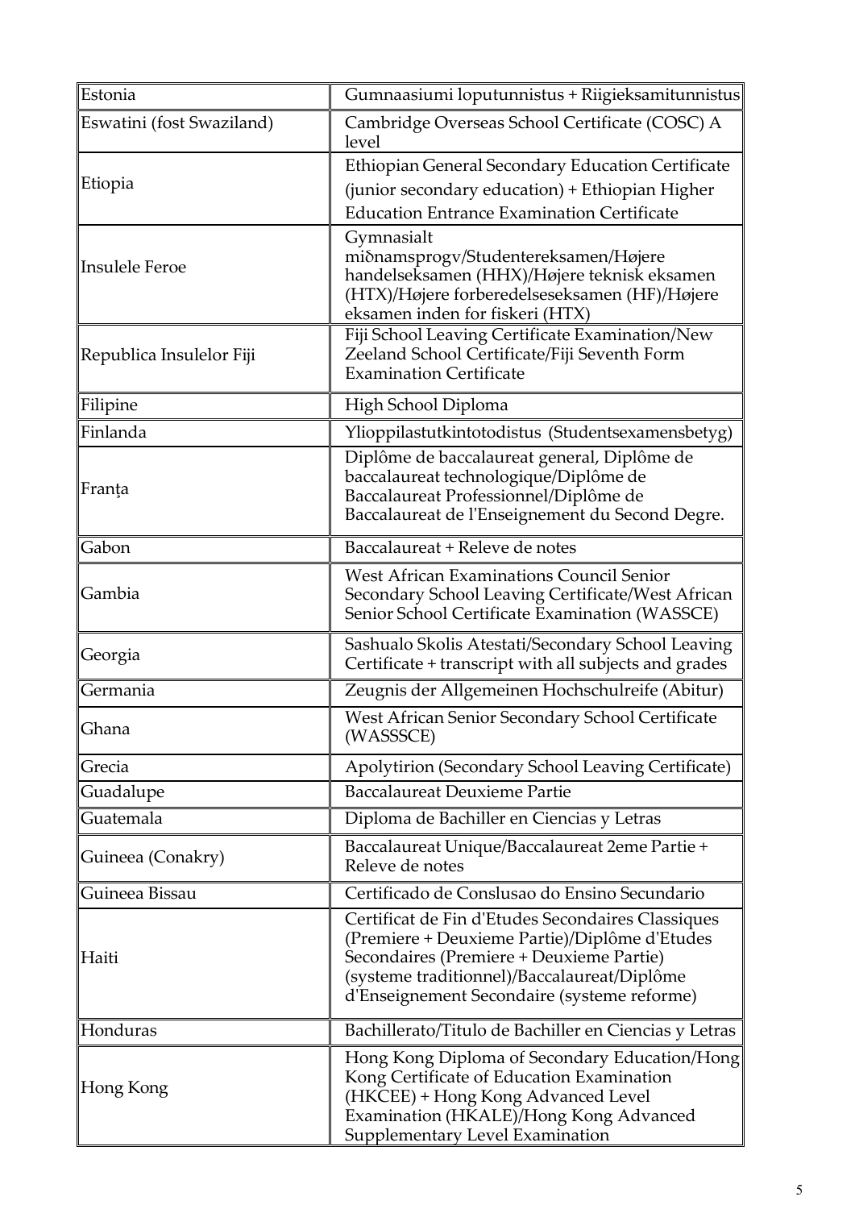| Estonia | Gumnaasiumi loputunnistus + Riigieksamitunnistus |
|---|---|
| Eswatini (fost Swaziland) | Cambridge Overseas School Certificate (COSC) A level |
| Etiopia | Ethiopian General Secondary Education Certificate (junior secondary education) + Ethiopian Higher Education Entrance Examination Certificate |
| Insulele Feroe | Gymnasialt miðnamsprogv/Studentereksamen/Højere handelseksamen (HHX)/Højere teknisk eksamen (HTX)/Højere forberedelseseksamen (HF)/Højere eksamen inden for fiskeri (HTX) |
| Republica Insulelor Fiji | Fiji School Leaving Certificate Examination/New Zeeland School Certificate/Fiji Seventh Form Examination Certificate |
| Filipine | High School Diploma |
| Finlanda | Ylioppilastutkintotodistus (Studentsexamensbetyg) |
| Franţa | Diplôme de baccalaureat general, Diplôme de baccalaureat technologique/Diplôme de Baccalaureat Professionnel/Diplôme de Baccalaureat de l'Enseignement du Second Degre. |
| Gabon | Baccalaureat + Releve de notes |
| Gambia | West African Examinations Council Senior Secondary School Leaving Certificate/West African Senior School Certificate Examination (WASSCE) |
| Georgia | Sashualo Skolis Atestati/Secondary School Leaving Certificate + transcript with all subjects and grades |
| Germania | Zeugnis der Allgemeinen Hochschulreife (Abitur) |
| Ghana | West African Senior Secondary School Certificate (WASSSCE) |
| Grecia | Apolytirion (Secondary School Leaving Certificate) |
| Guadalupe | Baccalaureat Deuxieme Partie |
| Guatemala | Diploma de Bachiller en Ciencias y Letras |
| Guineea (Conakry) | Baccalaureat Unique/Baccalaureat 2eme Partie + Releve de notes |
| Guineea Bissau | Certificado de Conslusao do Ensino Secundario |
| Haiti | Certificat de Fin d'Etudes Secondaires Classiques (Premiere + Deuxieme Partie)/Diplôme d'Etudes Secondaires (Premiere + Deuxieme Partie) (systeme traditionnel)/Baccalaureat/Diplôme d'Enseignement Secondaire (systeme reforme) |
| Honduras | Bachillerato/Titulo de Bachiller en Ciencias y Letras |
| Hong Kong | Hong Kong Diploma of Secondary Education/Hong Kong Certificate of Education Examination (HKCEE) + Hong Kong Advanced Level Examination (HKALE)/Hong Kong Advanced Supplementary Level Examination |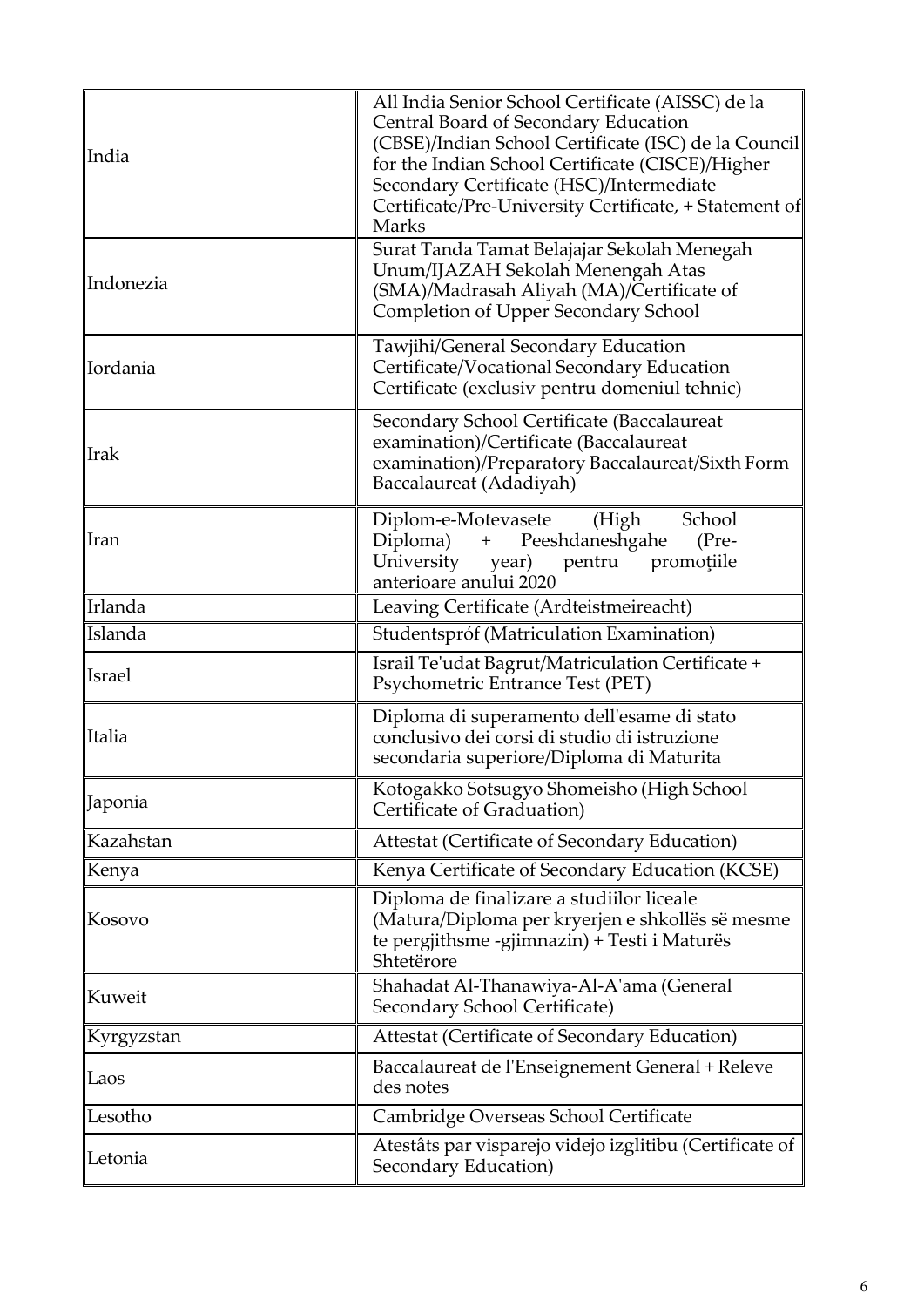| | |
|---|---|
| India | All India Senior School Certificate (AISSC) de la Central Board of Secondary Education (CBSE)/Indian School Certificate (ISC) de la Council for the Indian School Certificate (CISCE)/Higher Secondary Certificate (HSC)/Intermediate Certificate/Pre-University Certificate, + Statement of Marks |
| Indonezia | Surat Tanda Tamat Belajajar Sekolah Menegah Unum/IJAZAH Sekolah Menengah Atas (SMA)/Madrasah Aliyah (MA)/Certificate of Completion of Upper Secondary School |
| Iordania | Tawjihi/General Secondary Education Certificate/Vocational Secondary Education Certificate (exclusiv pentru domeniul tehnic) |
| Irak | Secondary School Certificate (Baccalaureat examination)/Certificate (Baccalaureat examination)/Preparatory Baccalaureat/Sixth Form Baccalaureat (Adadiyah) |
| Iran | Diplom-e-Motevasete (High School Diploma) + Peeshdaneshgahe (Pre-University year) pentru promoțiile anterioare anului 2020 |
| Irlanda | Leaving Certificate (Ardteistmeireacht) |
| Islanda | Studentspróf (Matriculation Examination) |
| Israel | Israil Te'udat Bagrut/Matriculation Certificate + Psychometric Entrance Test (PET) |
| Italia | Diploma di superamento dell'esame di stato conclusivo dei corsi di studio di istruzione secondaria superiore/Diploma di Maturita |
| Japonia | Kotogakko Sotsugyo Shomeisho (High School Certificate of Graduation) |
| Kazahstan | Attestat (Certificate of Secondary Education) |
| Kenya | Kenya Certificate of Secondary Education (KCSE) |
| Kosovo | Diploma de finalizare a studiilor liceale (Matura/Diploma per kryerjen e shkollës së mesme te pergjithsme -gjimnazin) + Testi i Maturës Shtetërore |
| Kuweit | Shahadat Al-Thanawiya-Al-A'ama (General Secondary School Certificate) |
| Kyrgyzstan | Attestat (Certificate of Secondary Education) |
| Laos | Baccalaureat de l'Enseignement General + Releve des notes |
| Lesotho | Cambridge Overseas School Certificate |
| Letonia | Atestâts par visparejo videjo izglitibu (Certificate of Secondary Education) |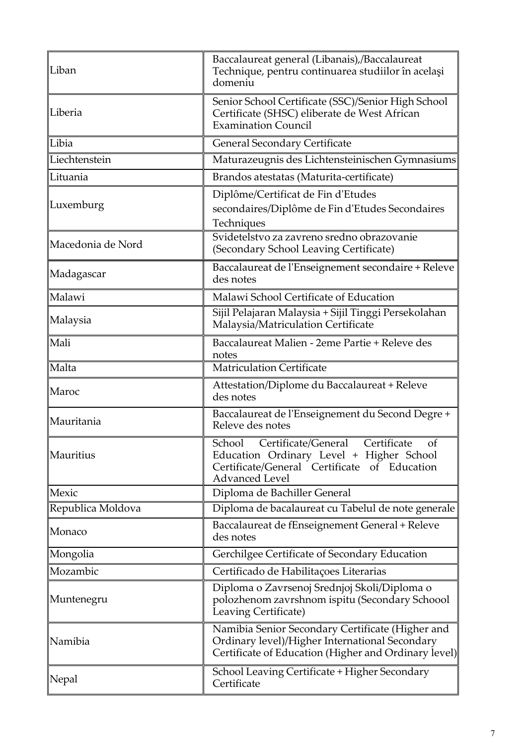| | |
|---|---|
| Liban | Baccalaureat general (Libanais),/Baccalaureat Technique, pentru continuarea studiilor în acelaşi domeniu |
| Liberia | Senior School Certificate (SSC)/Senior High School Certificate (SHSC) eliberate de West African Examination Council |
| Libia | General Secondary Certificate |
| Liechtenstein | Maturazeugnis des Lichtensteinischen Gymnasiums |
| Lituania | Brandos atestatas (Maturita-certificate) |
| Luxemburg | Diplôme/Certificat de Fin d'Etudes secondaires/Diplôme de Fin d'Etudes Secondaires Techniques |
| Macedonia de Nord | Svidetelstvo za zavreno sredno obrazovanie (Secondary School Leaving Certificate) |
| Madagascar | Baccalaureat de l'Enseignement secondaire + Releve des notes |
| Malawi | Malawi School Certificate of Education |
| Malaysia | Sijil Pelajaran Malaysia + Sijil Tinggi Persekolahan Malaysia/Matriculation Certificate |
| Mali | Baccalaureat Malien - 2eme Partie + Releve des notes |
| Malta | Matriculation Certificate |
| Maroc | Attestation/Diplome du Baccalaureat + Releve des notes |
| Mauritania | Baccalaureat de l'Enseignement du Second Degre + Releve des notes |
| Mauritius | School Certificate/General Certificate of Education Ordinary Level + Higher School Certificate/General Certificate of Education Advanced Level |
| Mexic | Diploma de Bachiller General |
| Republica Moldova | Diploma de bacalaureat cu Tabelul de note generale |
| Monaco | Baccalaureat de fEnseignement General + Releve des notes |
| Mongolia | Gerchilgee Certificate of Secondary Education |
| Mozambic | Certificado de Habilitaçoes Literarias |
| Muntenegru | Diploma o Zavrsenoj Srednjoj Skoli/Diploma o polozhenom zavrshnom ispitu (Secondary Schoool Leaving Certificate) |
| Namibia | Namibia Senior Secondary Certificate (Higher and Ordinary level)/Higher International Secondary Certificate of Education (Higher and Ordinary level) |
| Nepal | School Leaving Certificate + Higher Secondary Certificate |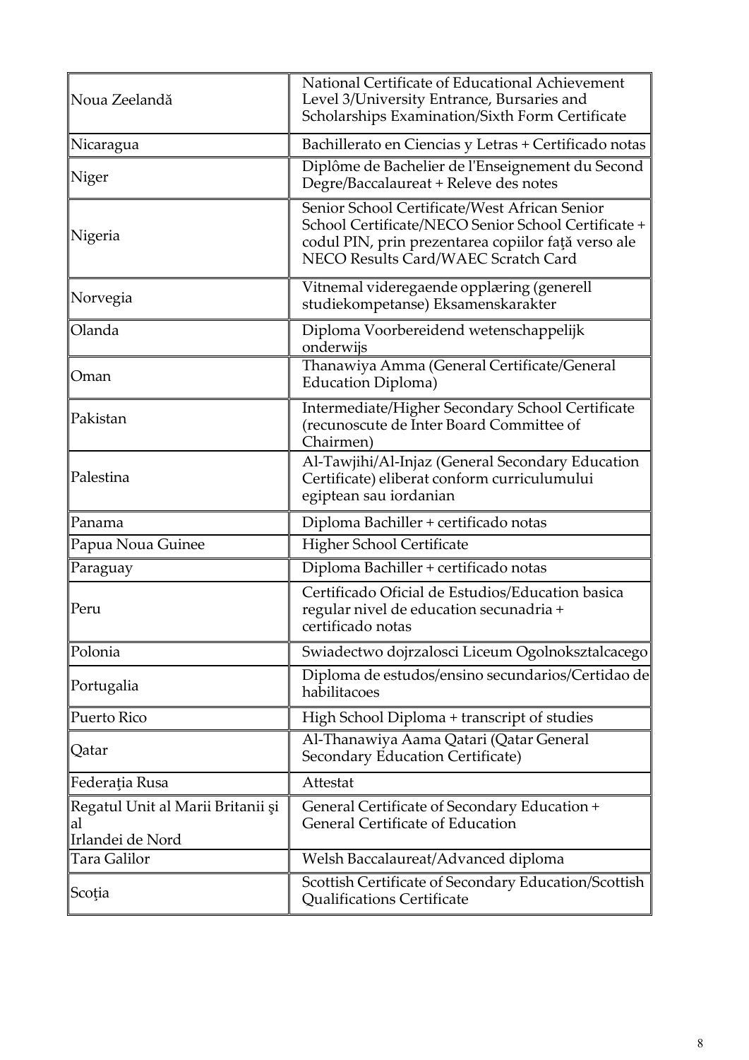| | |
|---|---|
| Noua Zeelandă | National Certificate of Educational Achievement Level 3/University Entrance, Bursaries and Scholarships Examination/Sixth Form Certificate |
| Nicaragua | Bachillerato en Ciencias y Letras + Certificado notas |
| Niger | Diplôme de Bachelier de l'Enseignement du Second Degre/Baccalaureat + Releve des notes |
| Nigeria | Senior School Certificate/West African Senior School Certificate/NECO Senior School Certificate + codul PIN, prin prezentarea copiilor faţă verso ale NECO Results Card/WAEC Scratch Card |
| Norvegia | Vitnemal videregaende opplæring (generell studiekompetanse) Eksamenskarakter |
| Olanda | Diploma Voorbereidend wetenschappelijk onderwijs |
| Oman | Thanawiya Amma (General Certificate/General Education Diploma) |
| Pakistan | Intermediate/Higher Secondary School Certificate (recunoscute de Inter Board Committee of Chairmen) |
| Palestina | Al-Tawjihi/Al-Injaz (General Secondary Education Certificate) eliberat conform curriculumului egiptean sau iordanian |
| Panama | Diploma Bachiller + certificado notas |
| Papua Noua Guinee | Higher School Certificate |
| Paraguay | Diploma Bachiller + certificado notas |
| Peru | Certificado Oficial de Estudios/Education basica regular nivel de education secunadria + certificado notas |
| Polonia | Swiadectwo dojrzalosci Liceum Ogolnoksztalcacego |
| Portugalia | Diploma de estudos/ensino secundarios/Certidao de habilitacoes |
| Puerto Rico | High School Diploma + transcript of studies |
| Qatar | Al-Thanawiya Aama Qatari (Qatar General Secondary Education Certificate) |
| Federaţia Rusa | Attestat |
| Regatul Unit al Marii Britanii şi al Irlandei de Nord | General Certificate of Secondary Education + General Certificate of Education |
| Tara Galilor | Welsh Baccalaureat/Advanced diploma |
| Scoţia | Scottish Certificate of Secondary Education/Scottish Qualifications Certificate |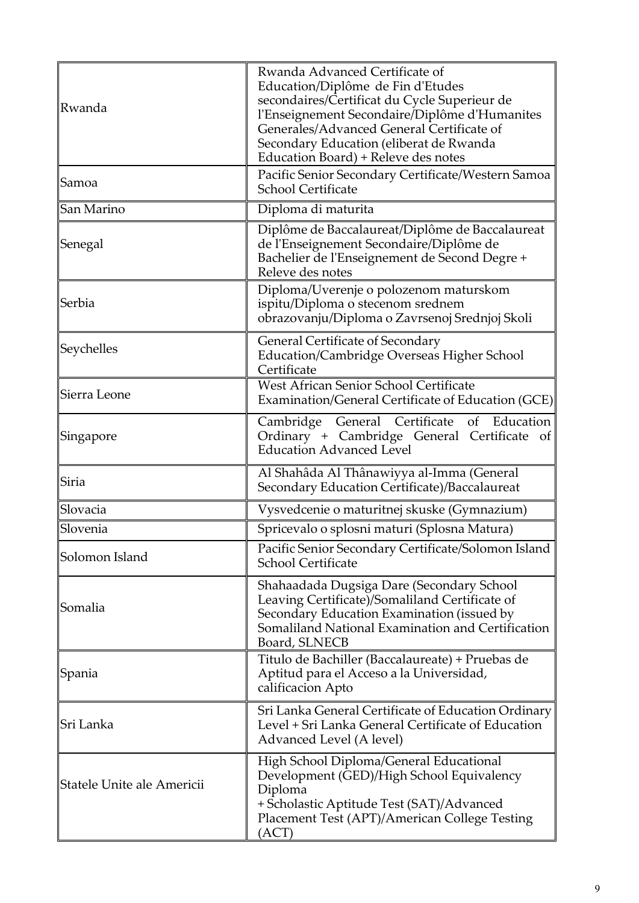| | |
|---|---|
| Rwanda | Rwanda Advanced Certificate of Education/Diplôme de Fin d'Etudes secondaires/Certificat du Cycle Superieur de l'Enseignement Secondaire/Diplôme d'Humanites Generales/Advanced General Certificate of Secondary Education (eliberat de Rwanda Education Board) + Releve des notes |
| Samoa | Pacific Senior Secondary Certificate/Western Samoa School Certificate |
| San Marino | Diploma di maturita |
| Senegal | Diplôme de Baccalaureat/Diplôme de Baccalaureat de l'Enseignement Secondaire/Diplôme de Bachelier de l'Enseignement de Second Degre + Releve des notes |
| Serbia | Diploma/Uverenje o polozenom maturskom ispitu/Diploma o stecenom srednem obrazovanju/Diploma o Zavrsenoj Srednjoj Skoli |
| Seychelles | General Certificate of Secondary Education/Cambridge Overseas Higher School Certificate |
| Sierra Leone | West African Senior School Certificate Examination/General Certificate of Education (GCE) |
| Singapore | Cambridge General Certificate of Education Ordinary + Cambridge General Certificate of Education Advanced Level |
| Siria | Al Shahâda Al Thânawiyya al-Imma (General Secondary Education Certificate)/Baccalaureat |
| Slovacia | Vysvedcenie o maturitnej skuske (Gymnazium) |
| Slovenia | Spricevalo o splosni maturi (Splosna Matura) |
| Solomon Island | Pacific Senior Secondary Certificate/Solomon Island School Certificate |
| Somalia | Shahaadada Dugsiga Dare (Secondary School Leaving Certificate)/Somaliland Certificate of Secondary Education Examination (issued by Somaliland National Examination and Certification Board, SLNECB |
| Spania | Titulo de Bachiller (Baccalaureate) + Pruebas de Aptitud para el Acceso a la Universidad, calificacion Apto |
| Sri Lanka | Sri Lanka General Certificate of Education Ordinary Level + Sri Lanka General Certificate of Education Advanced Level (A level) |
| Statele Unite ale Americii | High School Diploma/General Educational Development (GED)/High School Equivalency Diploma + Scholastic Aptitude Test (SAT)/Advanced Placement Test (APT)/American College Testing (ACT) |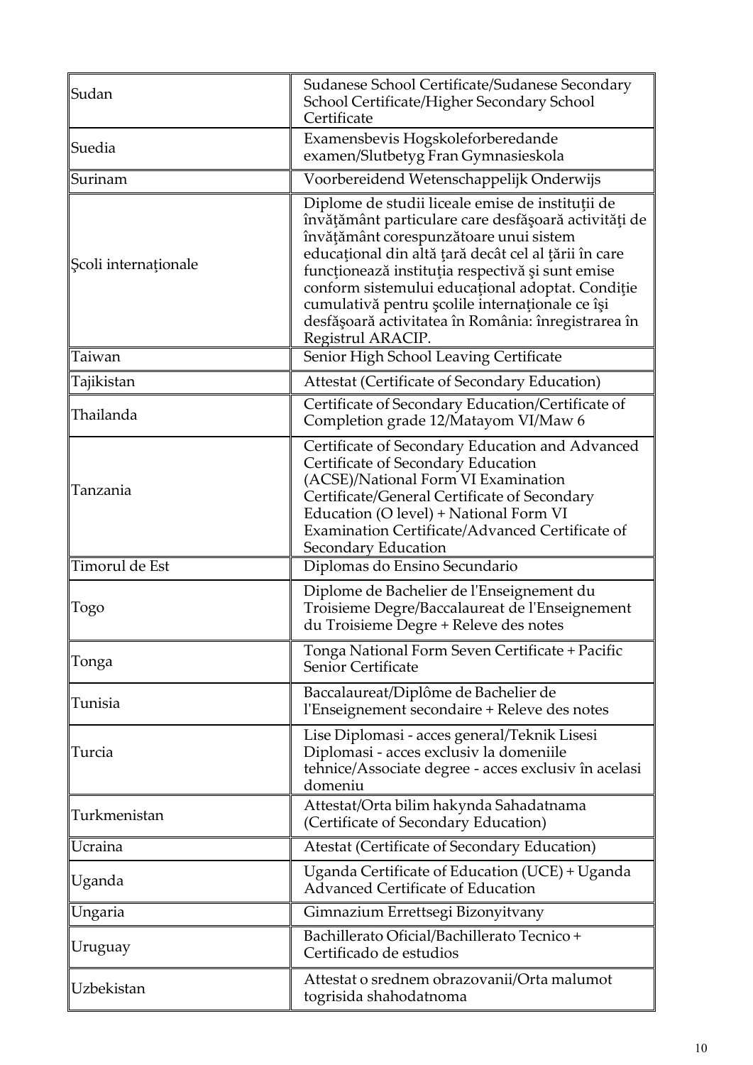| | |
|---|---|
| Sudan | Sudanese School Certificate/Sudanese Secondary School Certificate/Higher Secondary School Certificate |
| Suedia | Examensbevis Hogskoleforberedande examen/Slutbetyg Fran Gymnasieskola |
| Surinam | Voorbereidend Wetenschappelijk Onderwijs |
| Şcoli internaţionale | Diplome de studii liceale emise de instituţii de învăţământ particulare care desfăşoară activităţi de învăţământ corespunzătoare unui sistem educaţional din altă ţară decât cel al ţării în care funcţionează instituţia respectivă şi sunt emise conform sistemului educaţional adoptat. Condiţie cumulativă pentru şcolile internaţionale ce îşi desfăşoară activitatea în România: înregistrarea în Registrul ARACIP. |
| Taiwan | Senior High School Leaving Certificate |
| Tajikistan | Attestat (Certificate of Secondary Education) |
| Thailanda | Certificate of Secondary Education/Certificate of Completion grade 12/Matayom VI/Maw 6 |
| Tanzania | Certificate of Secondary Education and Advanced Certificate of Secondary Education (ACSE)/National Form VI Examination Certificate/General Certificate of Secondary Education (O level) + National Form VI Examination Certificate/Advanced Certificate of Secondary Education |
| Timorul de Est | Diplomas do Ensino Secundario |
| Togo | Diplome de Bachelier de l'Enseignement du Troisieme Degre/Baccalaureat de l'Enseignement du Troisieme Degre + Releve des notes |
| Tonga | Tonga National Form Seven Certificate + Pacific Senior Certificate |
| Tunisia | Baccalaureat/Diplôme de Bachelier de l'Enseignement secondaire + Releve des notes |
| Turcia | Lise Diplomasi - acces general/Teknik Lisesi Diplomasi - acces exclusiv la domeniile tehnice/Associate degree - acces exclusiv în acelasi domeniu |
| Turkmenistan | Attestat/Orta bilim hakynda Sahadatnama (Certificate of Secondary Education) |
| Ucraina | Atestat (Certificate of Secondary Education) |
| Uganda | Uganda Certificate of Education (UCE) + Uganda Advanced Certificate of Education |
| Ungaria | Gimnazium Errettsegi Bizonyitvany |
| Uruguay | Bachillerato Oficial/Bachillerato Tecnico + Certificado de estudios |
| Uzbekistan | Attestat o srednem obrazovanii/Orta malumot togrisida shahodatnoma |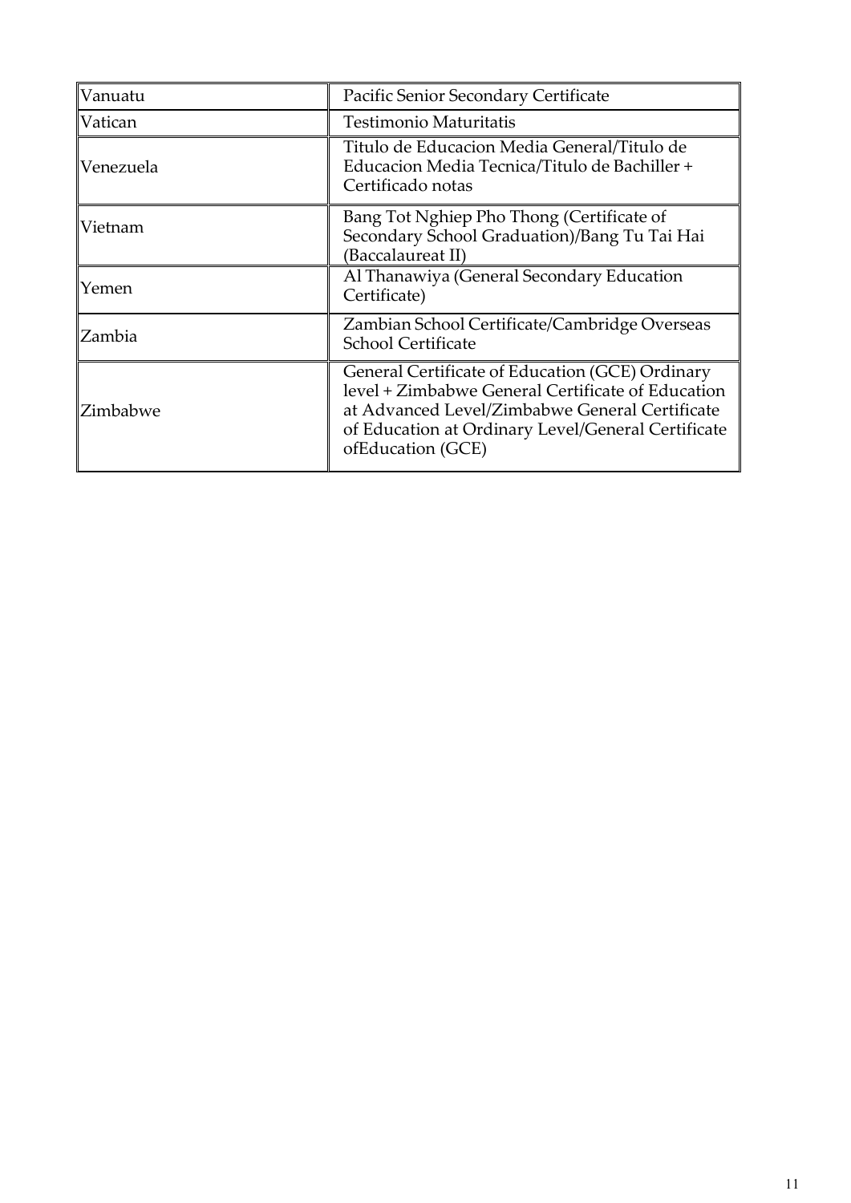| | |
|---|---|
| Vanuatu | Pacific Senior Secondary Certificate |
| Vatican | Testimonio Maturitatis |
| Venezuela | Titulo de Educacion Media General/Titulo de Educacion Media Tecnica/Titulo de Bachiller + Certificado notas |
| Vietnam | Bang Tot Nghiep Pho Thong (Certificate of Secondary School Graduation)/Bang Tu Tai Hai (Baccalaureat II) |
| Yemen | Al Thanawiya (General Secondary Education Certificate) |
| Zambia | Zambian School Certificate/Cambridge Overseas School Certificate |
| Zimbabwe | General Certificate of Education (GCE) Ordinary level + Zimbabwe General Certificate of Education at Advanced Level/Zimbabwe General Certificate of Education at Ordinary Level/General Certificate ofEducation (GCE) |